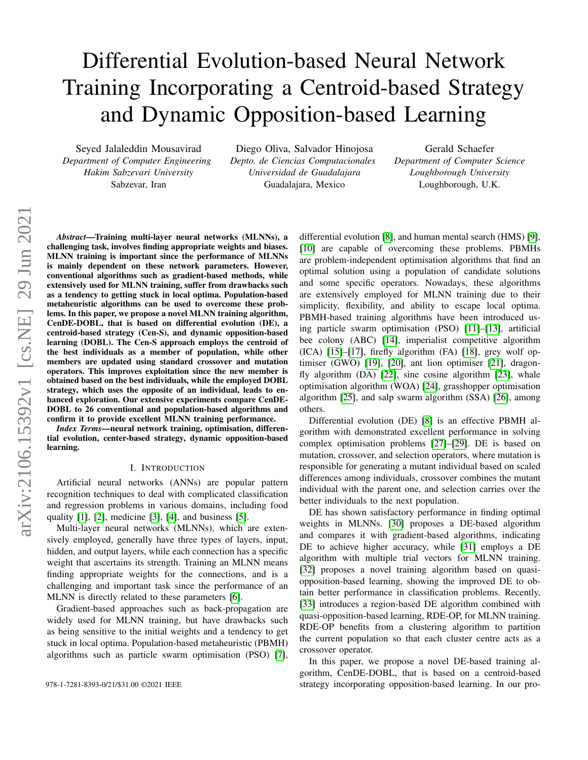# Differential Evolution-based Neural Network Training Incorporating a Centroid-based Strategy and Dynamic Opposition-based Learning

Seyed Jalaleddin Mousavirad
*Department of Computer Engineering*
*Hakim Sabzevari University*
Sabzevar, Iran

Diego Oliva, Salvador Hinojosa
*Depto. de Ciencias Computacionales*
*Universidad de Guadalajara*
Guadalajara, Mexico

Gerald Schaefer
*Department of Computer Science*
*Loughborough University*
Loughborough, U.K.

***Abstract*—Training multi-layer neural networks (MLNNs), a challenging task, involves finding appropriate weights and biases. MLNN training is important since the performance of MLNNs is mainly dependent on these network parameters. However, conventional algorithms such as gradient-based methods, while extensively used for MLNN training, suffer from drawbacks such as a tendency to getting stuck in local optima. Population-based metaheuristic algorithms can be used to overcome these problems. In this paper, we propose a novel MLNN training algorithm, CenDE-DOBL, that is based on differential evolution (DE), a centroid-based strategy (Cen-S), and dynamic opposition-based learning (DOBL). The Cen-S approach employs the centroid of the best individuals as a member of population, while other members are updated using standard crossover and mutation operators. This improves exploitation since the new member is obtained based on the best individuals, while the employed DOBL strategy, which uses the opposite of an individual, leads to enhanced exploration. Our extensive experiments compare CenDE-DOBL to 26 conventional and population-based algorithms and confirm it to provide excellent MLNN training performance.**

***Index Terms*—neural network training, optimisation, differential evolution, center-based strategy, dynamic opposition-based learning.**

## I. Introduction

Artificial neural networks (ANNs) are popular pattern recognition techniques to deal with complicated classification and regression problems in various domains, including food quality [1], [2], medicine [3], [4], and business [5].

Multi-layer neural networks (MLNNs), which are extensively employed, generally have three types of layers, input, hidden, and output layers, while each connection has a specific weight that ascertains its strength. Training an MLNN means finding appropriate weights for the connections, and is a challenging and important task since the performance of an MLNN is directly related to these parameters [6].

Gradient-based approaches such as back-propagation are widely used for MLNN training, but have drawbacks such as being sensitive to the initial weights and a tendency to get stuck in local optima. Population-based metaheuristic (PBMH) algorithms such as particle swarm optimisation (PSO) [7], differential evolution [8], and human mental search (HMS) [9], [10] are capable of overcoming these problems. PBMHs are problem-independent optimisation algorithms that find an optimal solution using a population of candidate solutions and some specific operators. Nowadays, these algorithms are extensively employed for MLNN training due to their simplicity, flexibility, and ability to escape local optima. PBMH-based training algorithms have been introduced using particle swarm optimisation (PSO) [11]–[13], artificial bee colony (ABC) [14], imperialist competitive algorithm (ICA) [15]–[17], firefly algorithm (FA) [18], grey wolf optimiser (GWO) [19], [20], ant lion optimiser [21], dragonfly algorithm (DA) [22], sine cosine algorithm [23], whale optimisation algorithm (WOA) [24], grasshopper optimisation algorithm [25], and salp swarm algorithm (SSA) [26], among others.

Differential evolution (DE) [8] is an effective PBMH algorithm with demonstrated excellent performance in solving complex optimisation problems [27]–[29]. DE is based on mutation, crossover, and selection operators, where mutation is responsible for generating a mutant individual based on scaled differences among individuals, crossover combines the mutant individual with the parent one, and selection carries over the better individuals to the next population.

DE has shown satisfactory performance in finding optimal weights in MLNNs. [30] proposes a DE-based algorithm and compares it with gradient-based algorithms, indicating DE to achieve higher accuracy, while [31] employs a DE algorithm with multiple trial vectors for MLNN training. [32] proposes a novel training algorithm based on quasi-opposition-based learning, showing the improved DE to obtain better performance in classification problems. Recently, [33] introduces a region-based DE algorithm combined with quasi-opposition-based learning, RDE-OP, for MLNN training. RDE-OP benefits from a clustering algorithm to partition the current population so that each cluster centre acts as a crossover operator.

In this paper, we propose a novel DE-based training algorithm, CenDE-DOBL, that is based on a centroid-based strategy incorporating opposition-based learning. In our pro-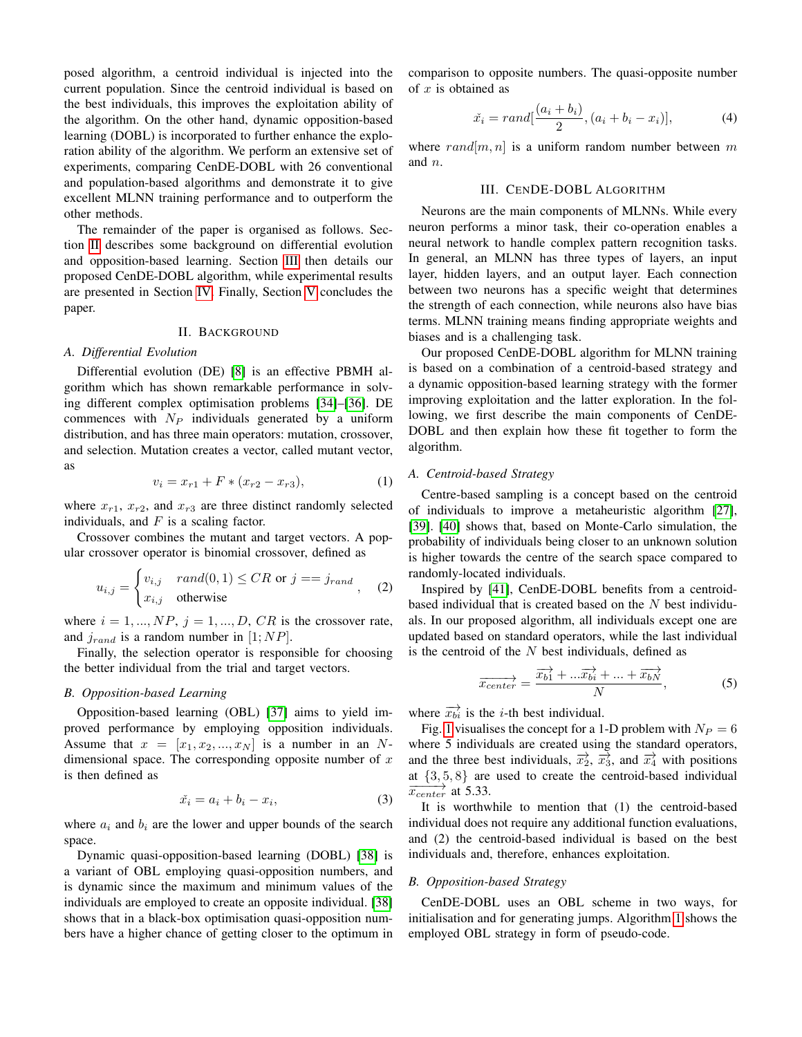posed algorithm, a centroid individual is injected into the current population. Since the centroid individual is based on the best individuals, this improves the exploitation ability of the algorithm. On the other hand, dynamic opposition-based learning (DOBL) is incorporated to further enhance the exploration ability of the algorithm. We perform an extensive set of experiments, comparing CenDE-DOBL with 26 conventional and population-based algorithms and demonstrate it to give excellent MLNN training performance and to outperform the other methods.

The remainder of the paper is organised as follows. Section II describes some background on differential evolution and opposition-based learning. Section III then details our proposed CenDE-DOBL algorithm, while experimental results are presented in Section IV. Finally, Section V concludes the paper.

## II. Background

### A. Differential Evolution

Differential evolution (DE) [8] is an effective PBMH algorithm which has shown remarkable performance in solving different complex optimisation problems [34]–[36]. DE commences with $N_P$ individuals generated by a uniform distribution, and has three main operators: mutation, crossover, and selection. Mutation creates a vector, called mutant vector, as

$$v_i = x_{r1} + F * (x_{r2} - x_{r3}), \tag{1}$$

where $x_{r1}$, $x_{r2}$, and $x_{r3}$ are three distinct randomly selected individuals, and $F$ is a scaling factor.

Crossover combines the mutant and target vectors. A popular crossover operator is binomial crossover, defined as

$$u_{i,j} = \begin{cases} v_{i,j} & rand(0,1) \leq CR \text{ or } j == j_{rand} \\ x_{i,j} & \text{otherwise} \end{cases}, \tag{2}$$

where $i = 1, ..., NP$, $j = 1, ..., D$, $CR$ is the crossover rate, and $j_{rand}$ is a random number in $[1; NP]$.

Finally, the selection operator is responsible for choosing the better individual from the trial and target vectors.

### B. Opposition-based Learning

Opposition-based learning (OBL) [37] aims to yield improved performance by employing opposition individuals. Assume that $x = [x_1, x_2, ..., x_N]$ is a number in an $N$-dimensional space. The corresponding opposite number of $x$ is then defined as

$$\breve{x}_i = a_i + b_i - x_i, \tag{3}$$

where $a_i$ and $b_i$ are the lower and upper bounds of the search space.

Dynamic quasi-opposition-based learning (DOBL) [38] is a variant of OBL employing quasi-opposition numbers, and is dynamic since the maximum and minimum values of the individuals are employed to create an opposite individual. [38] shows that in a black-box optimisation quasi-opposition numbers have a higher chance of getting closer to the optimum in comparison to opposite numbers. The quasi-opposite number of $x$ is obtained as

$$\breve{x}_i = rand[\frac{(a_i + b_i)}{2}, (a_i + b_i - x_i)], \tag{4}$$

where $rand[m, n]$ is a uniform random number between $m$ and $n$.

## III. CenDE-DOBL Algorithm

Neurons are the main components of MLNNs. While every neuron performs a minor task, their co-operation enables a neural network to handle complex pattern recognition tasks. In general, an MLNN has three types of layers, an input layer, hidden layers, and an output layer. Each connection between two neurons has a specific weight that determines the strength of each connection, while neurons also have bias terms. MLNN training means finding appropriate weights and biases and is a challenging task.

Our proposed CenDE-DOBL algorithm for MLNN training is based on a combination of a centroid-based strategy and a dynamic opposition-based learning strategy with the former improving exploitation and the latter exploration. In the following, we first describe the main components of CenDE-DOBL and then explain how these fit together to form the algorithm.

### A. Centroid-based Strategy

Centre-based sampling is a concept based on the centroid of individuals to improve a metaheuristic algorithm [27], [39]. [40] shows that, based on Monte-Carlo simulation, the probability of individuals being closer to an unknown solution is higher towards the centre of the search space compared to randomly-located individuals.

Inspired by [41], CenDE-DOBL benefits from a centroid-based individual that is created based on the $N$ best individuals. In our proposed algorithm, all individuals except one are updated based on standard operators, while the last individual is the centroid of the $N$ best individuals, defined as

$$\overrightarrow{x_{center}} = \frac{\overrightarrow{x_{b1}} + ...\overrightarrow{x_{bi}} + ... + \overrightarrow{x_{bN}}}{N}, \tag{5}$$

where $\overrightarrow{x_{bi}}$ is the $i$-th best individual.

Fig. 1 visualises the concept for a 1-D problem with $N_P = 6$ where 5 individuals are created using the standard operators, and the three best individuals, $\overrightarrow{x_2}$, $\overrightarrow{x_3}$, and $\overrightarrow{x_4}$ with positions at $\{3, 5, 8\}$ are used to create the centroid-based individual $\overrightarrow{x_{center}}$ at 5.33.

It is worthwhile to mention that (1) the centroid-based individual does not require any additional function evaluations, and (2) the centroid-based individual is based on the best individuals and, therefore, enhances exploitation.

### B. Opposition-based Strategy

CenDE-DOBL uses an OBL scheme in two ways, for initialisation and for generating jumps. Algorithm 1 shows the employed OBL strategy in form of pseudo-code.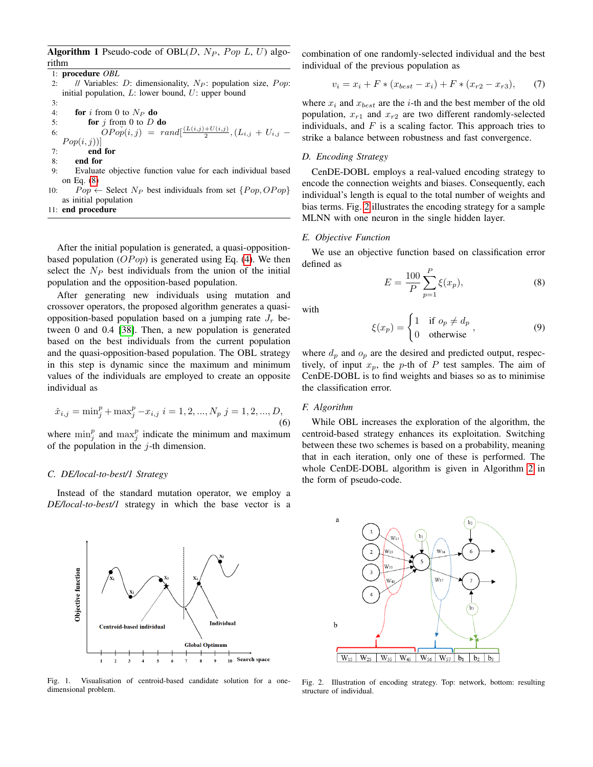**Algorithm 1** Pseudo-code of OBL($D$, $N_P$, $Pop$ $L$, $U$) algorithm

```
1: procedure OBL
2:   // Variables: D: dimensionality, N_P: population size, Pop: initial population, L: lower bound, U: upper bound
3:
4:   for i from 0 to N_P do
5:     for j from 0 to D do
6:       OP̆op(i,j) = rand[(L(i,j)+U(i,j))/2, (L_{i,j} + U_{i,j} − Pop(i,j))]
7:     end for
8:   end for
9:   Evaluate objective function value for each individual based on Eq. (8)
10:  Pop ← Select N_P best individuals from set {Pop, OPop} as initial population
11: end procedure
```

After the initial population is generated, a quasi-opposition-based population ($OPop$) is generated using Eq. (4). We then select the $N_P$ best individuals from the union of the initial population and the opposition-based population.

After generating new individuals using mutation and crossover operators, the proposed algorithm generates a quasi-opposition-based population based on a jumping rate $J_r$ between 0 and 0.4 [38]. Then, a new population is generated based on the best individuals from the current population and the quasi-opposition-based population. The OBL strategy in this step is dynamic since the maximum and minimum values of the individuals are employed to create an opposite individual as

$$\breve{x}_{i,j} = \min_j^p + \max_j^p - x_{i,j} \quad i = 1, 2, ..., N_p \quad j = 1, 2, ..., D, \tag{6}$$

where $\min_j^p$ and $\max_j^p$ indicate the minimum and maximum of the population in the $j$-th dimension.

### C. DE/local-to-best/1 Strategy

Instead of the standard mutation operator, we employ a *DE/local-to-best/1* strategy in which the base vector is a combination of one randomly-selected individual and the best individual of the previous population as

$$v_i = x_i + F * (x_{best} - x_i) + F * (x_{r2} - x_{r3}), \tag{7}$$

where $x_i$ and $x_{best}$ are the $i$-th and the best member of the old population, $x_{r1}$ and $x_{r2}$ are two different randomly-selected individuals, and $F$ is a scaling factor. This approach tries to strike a balance between robustness and fast convergence.

Fig. 1. Visualisation of centroid-based candidate solution for a one-dimensional problem.

### D. Encoding Strategy

CenDE-DOBL employs a real-valued encoding strategy to encode the connection weights and biases. Consequently, each individual's length is equal to the total number of weights and bias terms. Fig. 2 illustrates the encoding strategy for a sample MLNN with one neuron in the single hidden layer.

### E. Objective Function

We use an objective function based on classification error defined as

$$E = \frac{100}{P} \sum_{p=1}^{P} \xi(x_p), \tag{8}$$

with

$$\xi(x_p) = \begin{cases} 1 & \text{if } o_p \neq d_p \\ 0 & \text{otherwise} \end{cases}, \tag{9}$$

where $d_p$ and $o_p$ are the desired and predicted output, respectively, of input $x_p$, the $p$-th of $P$ test samples. The aim of CenDE-DOBL is to find weights and biases so as to minimise the classification error.

### F. Algorithm

While OBL increases the exploration of the algorithm, the centroid-based strategy enhances its exploitation. Switching between these two schemes is based on a probability, meaning that in each iteration, only one of these is performed. The whole CenDE-DOBL algorithm is given in Algorithm 2 in the form of pseudo-code.

Fig. 2. Illustration of encoding strategy. Top: network, bottom: resulting structure of individual.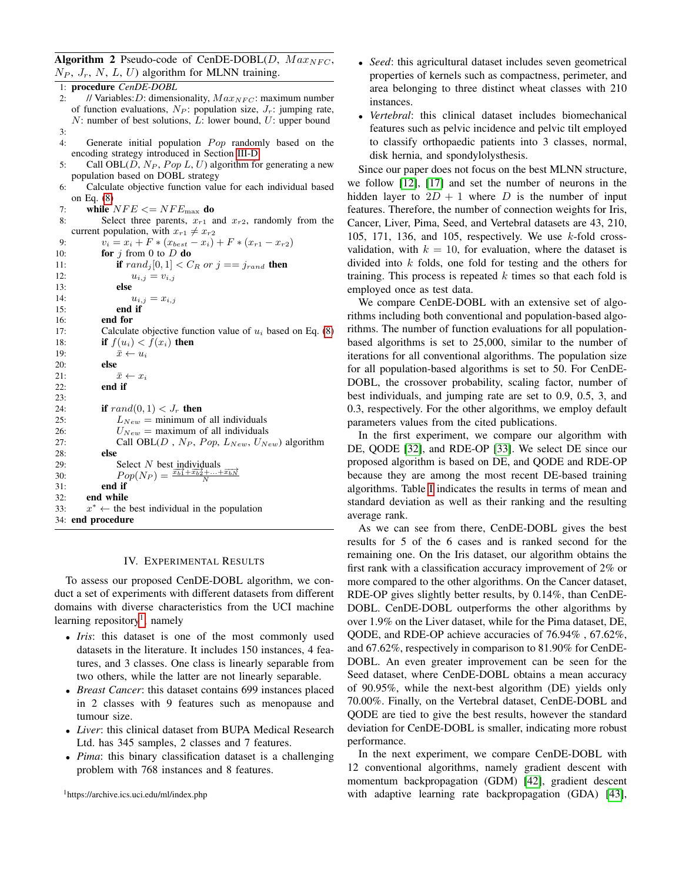**Algorithm 2** Pseudo-code of CenDE-DOBL($D$, $Max_{NFC}$, $N_P$, $J_r$, $N$, $L$, $U$) algorithm for MLNN training.

```
1: procedure CenDE-DOBL
2:    // Variables: D: dimensionality, Max_NFC: maximum number
      of function evaluations, N_P: population size, J_r: jumping rate,
      N: number of best solutions, L: lower bound, U: upper bound
3:
4:    Generate initial population Pop randomly based on the
      encoding strategy introduced in Section III-D
5:    Call OBL(D, N_P, Pop L, U) algorithm for generating a new
      population based on DOBL strategy
6:    Calculate objective function value for each individual based
      on Eq. (8)
7:    while NFE <= NFE_max do
8:        Select three parents, x_r1 and x_r2, randomly from the
          current population, with x_r1 ≠ x_r2
9:        v_i = x_i + F * (x_best − x_i) + F * (x_r1 − x_r2)
10:       for j from 0 to D do
11:           if rand_j[0,1] < C_R or j == j_rand then
12:               u_i,j = v_i,j
13:           else
14:               u_i,j = x_i,j
15:           end if
16:       end for
17:       Calculate objective function value of u_i based on Eq. (8)
18:       if f(u_i) < f(x_i) then
19:           x̄ ← u_i
20:       else
21:           x̄ ← x_i
22:       end if
23:
24:       if rand(0,1) < J_r then
25:           L_New = minimum of all individuals
26:           U_New = maximum of all individuals
27:           Call OBL(D, N_P, Pop, L_New, U_New) algorithm
28:       else
29:           Select N best individuals
30:           Pop(N_P) = (x_b1 + x_b2 + ... + x_bN) / N
31:       end if
32:   end while
33:   x* ← the best individual in the population
34: end procedure
```

## IV. Experimental Results

To assess our proposed CenDE-DOBL algorithm, we conduct a set of experiments with different datasets from different domains with diverse characteristics from the UCI machine learning repository[1], namely

- *Iris*: this dataset is one of the most commonly used datasets in the literature. It includes 150 instances, 4 features, and 3 classes. One class is linearly separable from two others, while the latter are not linearly separable.
- *Breast Cancer*: this dataset contains 699 instances placed in 2 classes with 9 features such as menopause and tumour size.
- *Liver*: this clinical dataset from BUPA Medical Research Ltd. has 345 samples, 2 classes and 7 features.
- *Pima*: this binary classification dataset is a challenging problem with 768 instances and 8 features.
- *Seed*: this agricultural dataset includes seven geometrical properties of kernels such as compactness, perimeter, and area belonging to three distinct wheat classes with 210 instances.
- *Vertebral*: this clinical dataset includes biomechanical features such as pelvic incidence and pelvic tilt employed to classify orthopaedic patients into 3 classes, normal, disk hernia, and spondylolysthesis.

Since our paper does not focus on the best MLNN structure, we follow [12], [17] and set the number of neurons in the hidden layer to $2D + 1$ where $D$ is the number of input features. Therefore, the number of connection weights for Iris, Cancer, Liver, Pima, Seed, and Vertebral datasets are 43, 210, 105, 171, 136, and 105, respectively. We use $k$-fold cross-validation, with $k = 10$, for evaluation, where the dataset is divided into $k$ folds, one fold for testing and the others for training. This process is repeated $k$ times so that each fold is employed once as test data.

We compare CenDE-DOBL with an extensive set of algorithms including both conventional and population-based algorithms. The number of function evaluations for all population-based algorithms is set to 25,000, similar to the number of iterations for all conventional algorithms. The population size for all population-based algorithms is set to 50. For CenDE-DOBL, the crossover probability, scaling factor, number of best individuals, and jumping rate are set to 0.9, 0.5, 3, and 0.3, respectively. For the other algorithms, we employ default parameters values from the cited publications.

In the first experiment, we compare our algorithm with DE, QODE [32], and RDE-OP [33]. We select DE since our proposed algorithm is based on DE, and QODE and RDE-OP because they are among the most recent DE-based training algorithms. Table I indicates the results in terms of mean and standard deviation as well as their ranking and the resulting average rank.

As we can see from there, CenDE-DOBL gives the best results for 5 of the 6 cases and is ranked second for the remaining one. On the Iris dataset, our algorithm obtains the first rank with a classification accuracy improvement of 2% or more compared to the other algorithms. On the Cancer dataset, RDE-OP gives slightly better results, by 0.14%, than CenDE-DOBL. CenDE-DOBL outperforms the other algorithms by over 1.9% on the Liver dataset, while for the Pima dataset, DE, QODE, and RDE-OP achieve accuracies of 76.94% , 67.62%, and 67.62%, respectively in comparison to 81.90% for CenDE-DOBL. An even greater improvement can be seen for the Seed dataset, where CenDE-DOBL obtains a mean accuracy of 90.95%, while the next-best algorithm (DE) yields only 70.00%. Finally, on the Vertebral dataset, CenDE-DOBL and QODE are tied to give the best results, however the standard deviation for CenDE-DOBL is smaller, indicating more robust performance.

In the next experiment, we compare CenDE-DOBL with 12 conventional algorithms, namely gradient descent with momentum backpropagation (GDM) [42], gradient descent with adaptive learning rate backpropagation (GDA) [43],

[1] https://archive.ics.uci.edu/ml/index.php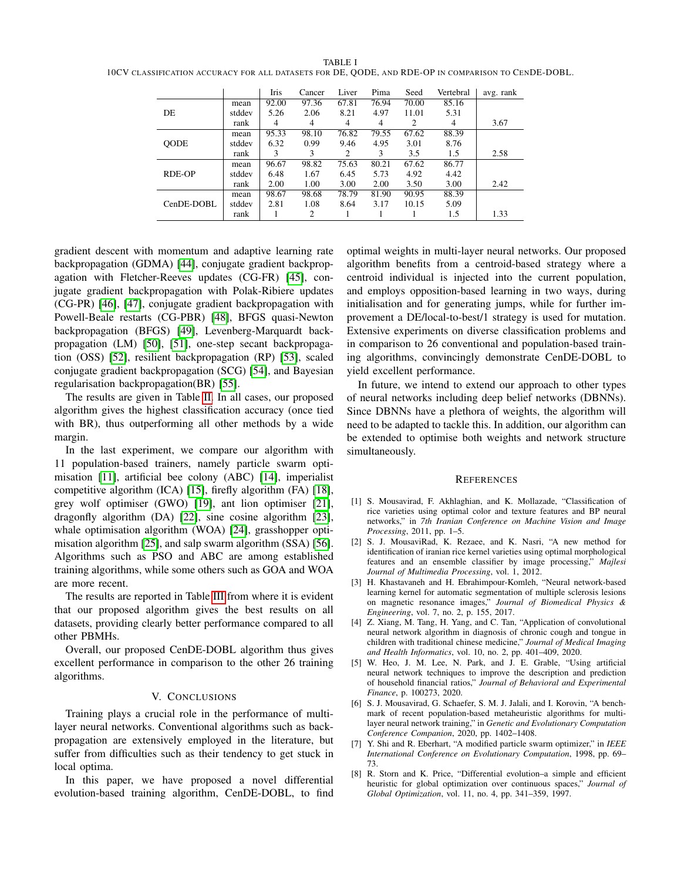TABLE I

10CV classification accuracy for all datasets for DE, QODE, and RDE-OP in comparison to CenDE-DOBL.

| | | Iris | Cancer | Liver | Pima | Seed | Vertebral | avg. rank |
|---|---|---|---|---|---|---|---|---|
| DE | mean | 92.00 | 97.36 | 67.81 | 76.94 | 70.00 | 85.16 | |
| | stddev | 5.26 | 2.06 | 8.21 | 4.97 | 11.01 | 5.31 | |
| | rank | 4 | 4 | 4 | 4 | 2 | 4 | 3.67 |
| QODE | mean | 95.33 | 98.10 | 76.82 | 79.55 | 67.62 | 88.39 | |
| | stddev | 6.32 | 0.99 | 9.46 | 4.95 | 3.01 | 8.76 | |
| | rank | 3 | 3 | 2 | 3 | 3.5 | 1.5 | 2.58 |
| RDE-OP | mean | 96.67 | 98.82 | 75.63 | 80.21 | 67.62 | 86.77 | |
| | stddev | 6.48 | 1.67 | 6.45 | 5.73 | 4.92 | 4.42 | |
| | rank | 2.00 | 1.00 | 3.00 | 2.00 | 3.50 | 3.00 | 2.42 |
| CenDE-DOBL | mean | 98.67 | 98.68 | 78.79 | 81.90 | 90.95 | 88.39 | |
| | stddev | 2.81 | 1.08 | 8.64 | 3.17 | 10.15 | 5.09 | |
| | rank | 1 | 2 | 1 | 1 | 1 | 1.5 | 1.33 |

gradient descent with momentum and adaptive learning rate backpropagation (GDMA) [44], conjugate gradient backpropagation with Fletcher-Reeves updates (CG-FR) [45], conjugate gradient backpropagation with Polak-Ribiere updates (CG-PR) [46], [47], conjugate gradient backpropagation with Powell-Beale restarts (CG-PBR) [48], BFGS quasi-Newton backpropagation (BFGS) [49], Levenberg-Marquardt backpropagation (LM) [50], [51], one-step secant backpropagation (OSS) [52], resilient backpropagation (RP) [53], scaled conjugate gradient backpropagation (SCG) [54], and Bayesian regularisation backpropagation(BR) [55].

The results are given in Table II. In all cases, our proposed algorithm gives the highest classification accuracy (once tied with BR), thus outperforming all other methods by a wide margin.

In the last experiment, we compare our algorithm with 11 population-based trainers, namely particle swarm optimisation [11], artificial bee colony (ABC) [14], imperialist competitive algorithm (ICA) [15], firefly algorithm (FA) [18], grey wolf optimiser (GWO) [19], ant lion optimiser [21], dragonfly algorithm (DA) [22], sine cosine algorithm [23], whale optimisation algorithm (WOA) [24], grasshopper optimisation algorithm [25], and salp swarm algorithm (SSA) [56]. Algorithms such as PSO and ABC are among established training algorithms, while some others such as GOA and WOA are more recent.

The results are reported in Table III from where it is evident that our proposed algorithm gives the best results on all datasets, providing clearly better performance compared to all other PBMHs.

Overall, our proposed CenDE-DOBL algorithm thus gives excellent performance in comparison to the other 26 training algorithms.

## V. Conclusions

Training plays a crucial role in the performance of multi-layer neural networks. Conventional algorithms such as backpropagation are extensively employed in the literature, but suffer from difficulties such as their tendency to get stuck in local optima.

In this paper, we have proposed a novel differential evolution-based training algorithm, CenDE-DOBL, to find optimal weights in multi-layer neural networks. Our proposed algorithm benefits from a centroid-based strategy where a centroid individual is injected into the current population, and employs opposition-based learning in two ways, during initialisation and for generating jumps, while for further improvement a DE/local-to-best/1 strategy is used for mutation. Extensive experiments on diverse classification problems and in comparison to 26 conventional and population-based training algorithms, convincingly demonstrate CenDE-DOBL to yield excellent performance.

In future, we intend to extend our approach to other types of neural networks including deep belief networks (DBNNs). Since DBNNs have a plethora of weights, the algorithm will need to be adapted to tackle this. In addition, our algorithm can be extended to optimise both weights and network structure simultaneously.

## References

[1] S. Mousavirad, F. Akhlaghian, and K. Mollazade, "Classification of rice varieties using optimal color and texture features and BP neural networks," in *7th Iranian Conference on Machine Vision and Image Processing*, 2011, pp. 1–5.

[2] S. J. MousaviRad, K. Rezaee, and K. Nasri, "A new method for identification of iranian rice kernel varieties using optimal morphological features and an ensemble classifier by image processing," *Majlesi Journal of Multimedia Processing*, vol. 1, 2012.

[3] H. Khastavaneh and H. Ebrahimpour-Komleh, "Neural network-based learning kernel for automatic segmentation of multiple sclerosis lesions on magnetic resonance images," *Journal of Biomedical Physics & Engineering*, vol. 7, no. 2, p. 155, 2017.

[4] Z. Xiang, M. Tang, H. Yang, and C. Tan, "Application of convolutional neural network algorithm in diagnosis of chronic cough and tongue in children with traditional chinese medicine," *Journal of Medical Imaging and Health Informatics*, vol. 10, no. 2, pp. 401–409, 2020.

[5] W. Heo, J. M. Lee, N. Park, and J. E. Grable, "Using artificial neural network techniques to improve the description and prediction of household financial ratios," *Journal of Behavioral and Experimental Finance*, p. 100273, 2020.

[6] S. J. Mousavirad, G. Schaefer, S. M. J. Jalali, and I. Korovin, "A benchmark of recent population-based metaheuristic algorithms for multi-layer neural network training," in *Genetic and Evolutionary Computation Conference Companion*, 2020, pp. 1402–1408.

[7] Y. Shi and R. Eberhart, "A modified particle swarm optimizer," in *IEEE International Conference on Evolutionary Computation*, 1998, pp. 69–73.

[8] R. Storn and K. Price, "Differential evolution–a simple and efficient heuristic for global optimization over continuous spaces," *Journal of Global Optimization*, vol. 11, no. 4, pp. 341–359, 1997.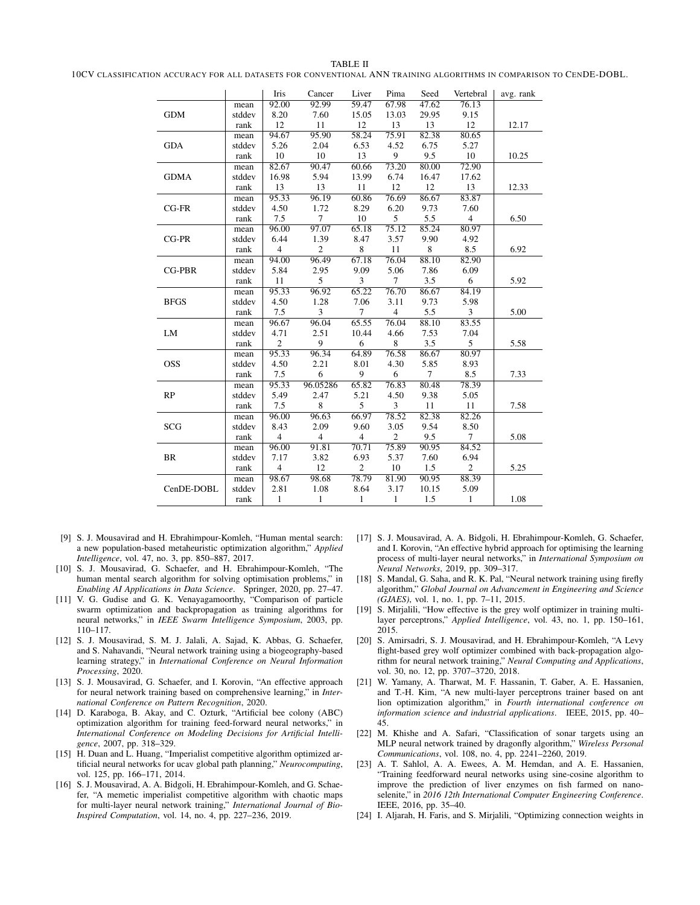TABLE II

10CV CLASSIFICATION ACCURACY FOR ALL DATASETS FOR CONVENTIONAL ANN TRAINING ALGORITHMS IN COMPARISON TO CENDE-DOBL.

| | | Iris | Cancer | Liver | Pima | Seed | Vertebral | avg. rank |
|---|---|---|---|---|---|---|---|---|
| GDM | mean | 92.00 | 92.99 | 59.47 | 67.98 | 47.62 | 76.13 | |
| | stddev | 8.20 | 7.60 | 15.05 | 13.03 | 29.95 | 9.15 | |
| | rank | 12 | 11 | 12 | 13 | 13 | 12 | 12.17 |
| GDA | mean | 94.67 | 95.90 | 58.24 | 75.91 | 82.38 | 80.65 | |
| | stddev | 5.26 | 2.04 | 6.53 | 4.52 | 6.75 | 5.27 | |
| | rank | 10 | 10 | 13 | 9 | 9.5 | 10 | 10.25 |
| GDMA | mean | 82.67 | 90.47 | 60.66 | 73.20 | 80.00 | 72.90 | |
| | stddev | 16.98 | 5.94 | 13.99 | 6.74 | 16.47 | 17.62 | |
| | rank | 13 | 13 | 11 | 12 | 12 | 13 | 12.33 |
| CG-FR | mean | 95.33 | 96.19 | 60.86 | 76.69 | 86.67 | 83.87 | |
| | stddev | 4.50 | 1.72 | 8.29 | 6.20 | 9.73 | 7.60 | |
| | rank | 7.5 | 7 | 10 | 5 | 5.5 | 4 | 6.50 |
| CG-PR | mean | 96.00 | 97.07 | 65.18 | 75.12 | 85.24 | 80.97 | |
| | stddev | 6.44 | 1.39 | 8.47 | 3.57 | 9.90 | 4.92 | |
| | rank | 4 | 2 | 8 | 11 | 8 | 8.5 | 6.92 |
| CG-PBR | mean | 94.00 | 96.49 | 67.18 | 76.04 | 88.10 | 82.90 | |
| | stddev | 5.84 | 2.95 | 9.09 | 5.06 | 7.86 | 6.09 | |
| | rank | 11 | 5 | 3 | 7 | 3.5 | 6 | 5.92 |
| BFGS | mean | 95.33 | 96.92 | 65.22 | 76.70 | 86.67 | 84.19 | |
| | stddev | 4.50 | 1.28 | 7.06 | 3.11 | 9.73 | 5.98 | |
| | rank | 7.5 | 3 | 7 | 4 | 5.5 | 3 | 5.00 |
| LM | mean | 96.67 | 96.04 | 65.55 | 76.04 | 88.10 | 83.55 | |
| | stddev | 4.71 | 2.51 | 10.44 | 4.66 | 7.53 | 7.04 | |
| | rank | 2 | 9 | 6 | 8 | 3.5 | 5 | 5.58 |
| OSS | mean | 95.33 | 96.34 | 64.89 | 76.58 | 86.67 | 80.97 | |
| | stddev | 4.50 | 2.21 | 8.01 | 4.30 | 5.85 | 8.93 | |
| | rank | 7.5 | 6 | 9 | 6 | 7 | 8.5 | 7.33 |
| RP | mean | 95.33 | 96.05286 | 65.82 | 76.83 | 80.48 | 78.39 | |
| | stddev | 5.49 | 2.47 | 5.21 | 4.50 | 9.38 | 5.05 | |
| | rank | 7.5 | 8 | 5 | 3 | 11 | 11 | 7.58 |
| SCG | mean | 96.00 | 96.63 | 66.97 | 78.52 | 82.38 | 82.26 | |
| | stddev | 8.43 | 2.09 | 9.60 | 3.05 | 9.54 | 8.50 | |
| | rank | 4 | 4 | 4 | 2 | 9.5 | 7 | 5.08 |
| BR | mean | 96.00 | 91.81 | 70.71 | 75.89 | 90.95 | 84.52 | |
| | stddev | 7.17 | 3.82 | 6.93 | 5.37 | 7.60 | 6.94 | |
| | rank | 4 | 12 | 2 | 10 | 1.5 | 2 | 5.25 |
| CenDE-DOBL | mean | 98.67 | 98.68 | 78.79 | 81.90 | 90.95 | 88.39 | |
| | stddev | 2.81 | 1.08 | 8.64 | 3.17 | 10.15 | 5.09 | |
| | rank | 1 | 1 | 1 | 1 | 1.5 | 1 | 1.08 |

[9] S. J. Mousavirad and H. Ebrahimpour-Komleh, "Human mental search: a new population-based metaheuristic optimization algorithm," *Applied Intelligence*, vol. 47, no. 3, pp. 850–887, 2017.

[10] S. J. Mousavirad, G. Schaefer, and H. Ebrahimpour-Komleh, "The human mental search algorithm for solving optimisation problems," in *Enabling AI Applications in Data Science*. Springer, 2020, pp. 27–47.

[11] V. G. Gudise and G. K. Venayagamoorthy, "Comparison of particle swarm optimization and backpropagation as training algorithms for neural networks," in *IEEE Swarm Intelligence Symposium*, 2003, pp. 110–117.

[12] S. J. Mousavirad, S. M. J. Jalali, A. Sajad, K. Abbas, G. Schaefer, and S. Nahavandi, "Neural network training using a biogeography-based learning strategy," in *International Conference on Neural Information Processing*, 2020.

[13] S. J. Mousavirad, G. Schaefer, and I. Korovin, "An effective approach for neural network training based on comprehensive learning," in *International Conference on Pattern Recognition*, 2020.

[14] D. Karaboga, B. Akay, and C. Ozturk, "Artificial bee colony (ABC) optimization algorithm for training feed-forward neural networks," in *International Conference on Modeling Decisions for Artificial Intelligence*, 2007, pp. 318–329.

[15] H. Duan and L. Huang, "Imperialist competitive algorithm optimized artificial neural networks for ucav global path planning," *Neurocomputing*, vol. 125, pp. 166–171, 2014.

[16] S. J. Mousavirad, A. A. Bidgoli, H. Ebrahimpour-Komleh, and G. Schaefer, "A memetic imperialist competitive algorithm with chaotic maps for multi-layer neural network training," *International Journal of Bio-Inspired Computation*, vol. 14, no. 4, pp. 227–236, 2019.

[17] S. J. Mousavirad, A. A. Bidgoli, H. Ebrahimpour-Komleh, G. Schaefer, and I. Korovin, "An effective hybrid approach for optimising the learning process of multi-layer neural networks," in *International Symposium on Neural Networks*, 2019, pp. 309–317.

[18] S. Mandal, G. Saha, and R. K. Pal, "Neural network training using firefly algorithm," *Global Journal on Advancement in Engineering and Science (GJAES)*, vol. 1, no. 1, pp. 7–11, 2015.

[19] S. Mirjalili, "How effective is the grey wolf optimizer in training multi-layer perceptrons," *Applied Intelligence*, vol. 43, no. 1, pp. 150–161, 2015.

[20] S. Amirsadri, S. J. Mousavirad, and H. Ebrahimpour-Komleh, "A Levy flight-based grey wolf optimizer combined with back-propagation algorithm for neural network training," *Neural Computing and Applications*, vol. 30, no. 12, pp. 3707–3720, 2018.

[21] W. Yamany, A. Tharwat, M. F. Hassanin, T. Gaber, A. E. Hassanien, and T.-H. Kim, "A new multi-layer perceptrons trainer based on ant lion optimization algorithm," in *Fourth international conference on information science and industrial applications*. IEEE, 2015, pp. 40–45.

[22] M. Khishe and A. Safari, "Classification of sonar targets using an MLP neural network trained by dragonfly algorithm," *Wireless Personal Communications*, vol. 108, no. 4, pp. 2241–2260, 2019.

[23] A. T. Sahlol, A. A. Ewees, A. M. Hemdan, and A. E. Hassanien, "Training feedforward neural networks using sine-cosine algorithm to improve the prediction of liver enzymes on fish farmed on nano-selenite," in *2016 12th International Computer Engineering Conference*. IEEE, 2016, pp. 35–40.

[24] I. Aljarah, H. Faris, and S. Mirjalili, "Optimizing connection weights in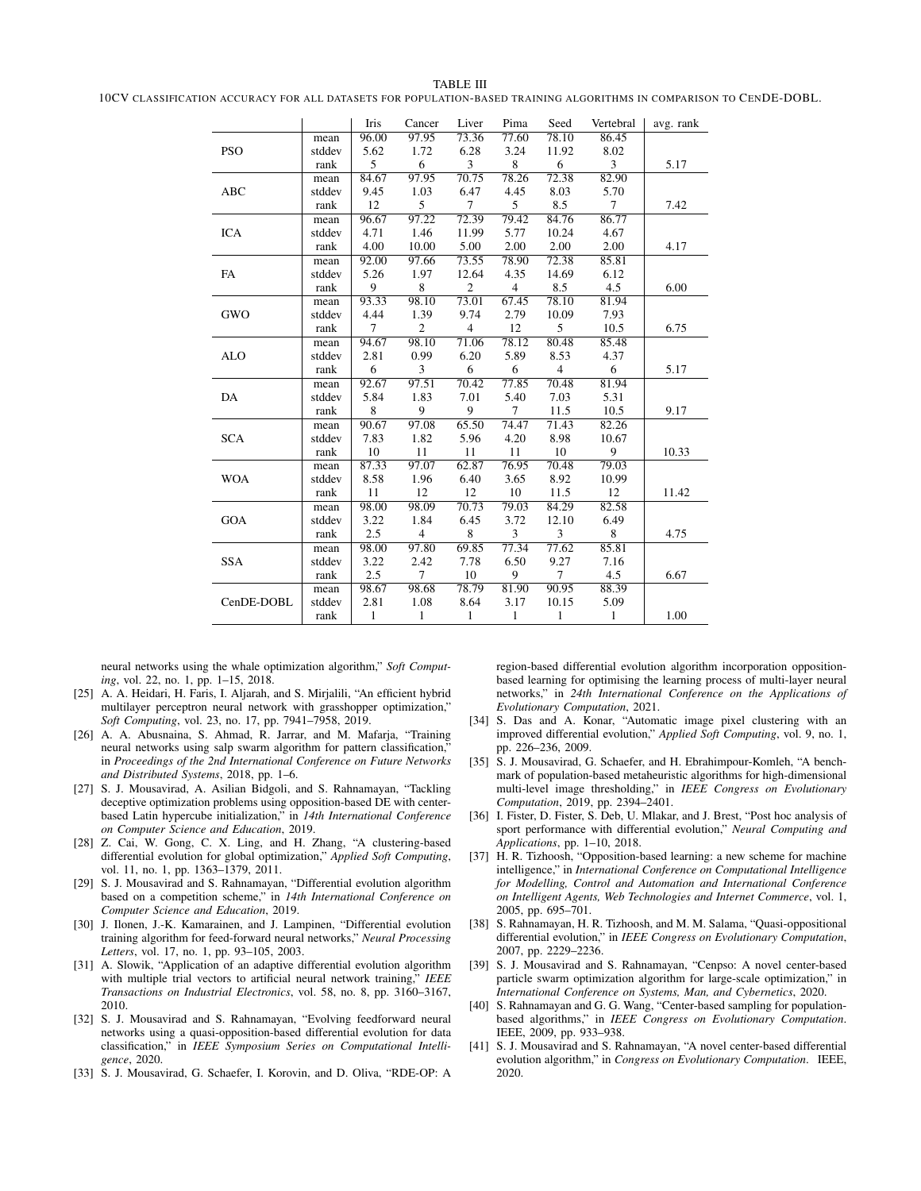TABLE III

10CV CLASSIFICATION ACCURACY FOR ALL DATASETS FOR POPULATION-BASED TRAINING ALGORITHMS IN COMPARISON TO CENDE-DOBL.

| | | Iris | Cancer | Liver | Pima | Seed | Vertebral | avg. rank |
|---|---|---|---|---|---|---|---|---|
| PSO | mean | 96.00 | 97.95 | 73.36 | 77.60 | 78.10 | 86.45 | |
| | stddev | 5.62 | 1.72 | 6.28 | 3.24 | 11.92 | 8.02 | |
| | rank | 5 | 6 | 3 | 8 | 6 | 3 | 5.17 |
| ABC | mean | 84.67 | 97.95 | 70.75 | 78.26 | 72.38 | 82.90 | |
| | stddev | 9.45 | 1.03 | 6.47 | 4.45 | 8.03 | 5.70 | |
| | rank | 12 | 5 | 7 | 5 | 8.5 | 7 | 7.42 |
| ICA | mean | 96.67 | 97.22 | 72.39 | 79.42 | 84.76 | 86.77 | |
| | stddev | 4.71 | 1.46 | 11.99 | 5.77 | 10.24 | 4.67 | |
| | rank | 4.00 | 10.00 | 5.00 | 2.00 | 2.00 | 2.00 | 4.17 |
| FA | mean | 92.00 | 97.66 | 73.55 | 78.90 | 72.38 | 85.81 | |
| | stddev | 5.26 | 1.97 | 12.64 | 4.35 | 14.69 | 6.12 | |
| | rank | 9 | 8 | 2 | 4 | 8.5 | 4.5 | 6.00 |
| GWO | mean | 93.33 | 98.10 | 73.01 | 67.45 | 78.10 | 81.94 | |
| | stddev | 4.44 | 1.39 | 9.74 | 2.79 | 10.09 | 7.93 | |
| | rank | 7 | 2 | 4 | 12 | 5 | 10.5 | 6.75 |
| ALO | mean | 94.67 | 98.10 | 71.06 | 78.12 | 80.48 | 85.48 | |
| | stddev | 2.81 | 0.99 | 6.20 | 5.89 | 8.53 | 4.37 | |
| | rank | 6 | 3 | 6 | 6 | 4 | 6 | 5.17 |
| DA | mean | 92.67 | 97.51 | 70.42 | 77.85 | 70.48 | 81.94 | |
| | stddev | 5.84 | 1.83 | 7.01 | 5.40 | 7.03 | 5.31 | |
| | rank | 8 | 9 | 9 | 7 | 11.5 | 10.5 | 9.17 |
| SCA | mean | 90.67 | 97.08 | 65.50 | 74.47 | 71.43 | 82.26 | |
| | stddev | 7.83 | 1.82 | 5.96 | 4.20 | 8.98 | 10.67 | |
| | rank | 10 | 11 | 11 | 11 | 10 | 9 | 10.33 |
| WOA | mean | 87.33 | 97.07 | 62.87 | 76.95 | 70.48 | 79.03 | |
| | stddev | 8.58 | 1.96 | 6.40 | 3.65 | 8.92 | 10.99 | |
| | rank | 11 | 12 | 12 | 10 | 11.5 | 12 | 11.42 |
| GOA | mean | 98.00 | 98.09 | 70.73 | 79.03 | 84.29 | 82.58 | |
| | stddev | 3.22 | 1.84 | 6.45 | 3.72 | 12.10 | 6.49 | |
| | rank | 2.5 | 4 | 8 | 3 | 3 | 8 | 4.75 |
| SSA | mean | 98.00 | 97.80 | 69.85 | 77.34 | 77.62 | 85.81 | |
| | stddev | 3.22 | 2.42 | 7.78 | 6.50 | 9.27 | 7.16 | |
| | rank | 2.5 | 7 | 10 | 9 | 7 | 4.5 | 6.67 |
| CenDE-DOBL | mean | 98.67 | 98.68 | 78.79 | 81.90 | 90.95 | 88.39 | |
| | stddev | 2.81 | 1.08 | 8.64 | 3.17 | 10.15 | 5.09 | |
| | rank | 1 | 1 | 1 | 1 | 1 | 1 | 1.00 |

neural networks using the whale optimization algorithm," *Soft Computing*, vol. 22, no. 1, pp. 1–15, 2018.

[25] A. A. Heidari, H. Faris, I. Aljarah, and S. Mirjalili, "An efficient hybrid multilayer perceptron neural network with grasshopper optimization," *Soft Computing*, vol. 23, no. 17, pp. 7941–7958, 2019.

[26] A. A. Abusnaina, S. Ahmad, R. Jarrar, and M. Mafarja, "Training neural networks using salp swarm algorithm for pattern classification," in *Proceedings of the 2nd International Conference on Future Networks and Distributed Systems*, 2018, pp. 1–6.

[27] S. J. Mousavirad, A. Asilian Bidgoli, and S. Rahnamayan, "Tackling deceptive optimization problems using opposition-based DE with center-based Latin hypercube initialization," in *14th International Conference on Computer Science and Education*, 2019.

[28] Z. Cai, W. Gong, C. X. Ling, and H. Zhang, "A clustering-based differential evolution for global optimization," *Applied Soft Computing*, vol. 11, no. 1, pp. 1363–1379, 2011.

[29] S. J. Mousavirad and S. Rahnamayan, "Differential evolution algorithm based on a competition scheme," in *14th International Conference on Computer Science and Education*, 2019.

[30] J. Ilonen, J.-K. Kamarainen, and J. Lampinen, "Differential evolution training algorithm for feed-forward neural networks," *Neural Processing Letters*, vol. 17, no. 1, pp. 93–105, 2003.

[31] A. Slowik, "Application of an adaptive differential evolution algorithm with multiple trial vectors to artificial neural network training," *IEEE Transactions on Industrial Electronics*, vol. 58, no. 8, pp. 3160–3167, 2010.

[32] S. J. Mousavirad and S. Rahnamayan, "Evolving feedforward neural networks using a quasi-opposition-based differential evolution for data classification," in *IEEE Symposium Series on Computational Intelligence*, 2020.

[33] S. J. Mousavirad, G. Schaefer, I. Korovin, and D. Oliva, "RDE-OP: A region-based differential evolution algorithm incorporation opposition-based learning for optimising the learning process of multi-layer neural networks," in *24th International Conference on the Applications of Evolutionary Computation*, 2021.

[34] S. Das and A. Konar, "Automatic image pixel clustering with an improved differential evolution," *Applied Soft Computing*, vol. 9, no. 1, pp. 226–236, 2009.

[35] S. J. Mousavirad, G. Schaefer, and H. Ebrahimpour-Komleh, "A benchmark of population-based metaheuristic algorithms for high-dimensional multi-level image thresholding," in *IEEE Congress on Evolutionary Computation*, 2019, pp. 2394–2401.

[36] I. Fister, D. Fister, S. Deb, U. Mlakar, and J. Brest, "Post hoc analysis of sport performance with differential evolution," *Neural Computing and Applications*, pp. 1–10, 2018.

[37] H. R. Tizhoosh, "Opposition-based learning: a new scheme for machine intelligence," in *International Conference on Computational Intelligence for Modelling, Control and Automation and International Conference on Intelligent Agents, Web Technologies and Internet Commerce*, vol. 1, 2005, pp. 695–701.

[38] S. Rahnamayan, H. R. Tizhoosh, and M. M. Salama, "Quasi-oppositional differential evolution," in *IEEE Congress on Evolutionary Computation*, 2007, pp. 2229–2236.

[39] S. J. Mousavirad and S. Rahnamayan, "Cenpso: A novel center-based particle swarm optimization algorithm for large-scale optimization," in *International Conference on Systems, Man, and Cybernetics*, 2020.

[40] S. Rahnamayan and G. G. Wang, "Center-based sampling for population-based algorithms," in *IEEE Congress on Evolutionary Computation*. IEEE, 2009, pp. 933–938.

[41] S. J. Mousavirad and S. Rahnamayan, "A novel center-based differential evolution algorithm," in *Congress on Evolutionary Computation*. IEEE, 2020.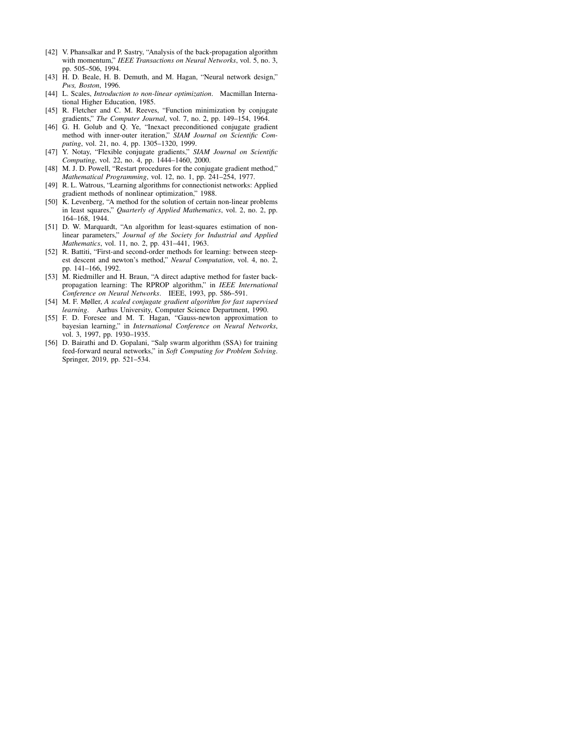[42] V. Phansalkar and P. Sastry, "Analysis of the back-propagation algorithm with momentum," *IEEE Transactions on Neural Networks*, vol. 5, no. 3, pp. 505–506, 1994.

[43] H. D. Beale, H. B. Demuth, and M. Hagan, "Neural network design," *Pws, Boston*, 1996.

[44] L. Scales, *Introduction to non-linear optimization*. Macmillan International Higher Education, 1985.

[45] R. Fletcher and C. M. Reeves, "Function minimization by conjugate gradients," *The Computer Journal*, vol. 7, no. 2, pp. 149–154, 1964.

[46] G. H. Golub and Q. Ye, "Inexact preconditioned conjugate gradient method with inner-outer iteration," *SIAM Journal on Scientific Computing*, vol. 21, no. 4, pp. 1305–1320, 1999.

[47] Y. Notay, "Flexible conjugate gradients," *SIAM Journal on Scientific Computing*, vol. 22, no. 4, pp. 1444–1460, 2000.

[48] M. J. D. Powell, "Restart procedures for the conjugate gradient method," *Mathematical Programming*, vol. 12, no. 1, pp. 241–254, 1977.

[49] R. L. Watrous, "Learning algorithms for connectionist networks: Applied gradient methods of nonlinear optimization," 1988.

[50] K. Levenberg, "A method for the solution of certain non-linear problems in least squares," *Quarterly of Applied Mathematics*, vol. 2, no. 2, pp. 164–168, 1944.

[51] D. W. Marquardt, "An algorithm for least-squares estimation of nonlinear parameters," *Journal of the Society for Industrial and Applied Mathematics*, vol. 11, no. 2, pp. 431–441, 1963.

[52] R. Battiti, "First-and second-order methods for learning: between steepest descent and newton's method," *Neural Computation*, vol. 4, no. 2, pp. 141–166, 1992.

[53] M. Riedmiller and H. Braun, "A direct adaptive method for faster backpropagation learning: The RPROP algorithm," in *IEEE International Conference on Neural Networks*. IEEE, 1993, pp. 586–591.

[54] M. F. Møller, *A scaled conjugate gradient algorithm for fast supervised learning*. Aarhus University, Computer Science Department, 1990.

[55] F. D. Foresee and M. T. Hagan, "Gauss-newton approximation to bayesian learning," in *International Conference on Neural Networks*, vol. 3, 1997, pp. 1930–1935.

[56] D. Bairathi and D. Gopalani, "Salp swarm algorithm (SSA) for training feed-forward neural networks," in *Soft Computing for Problem Solving*. Springer, 2019, pp. 521–534.